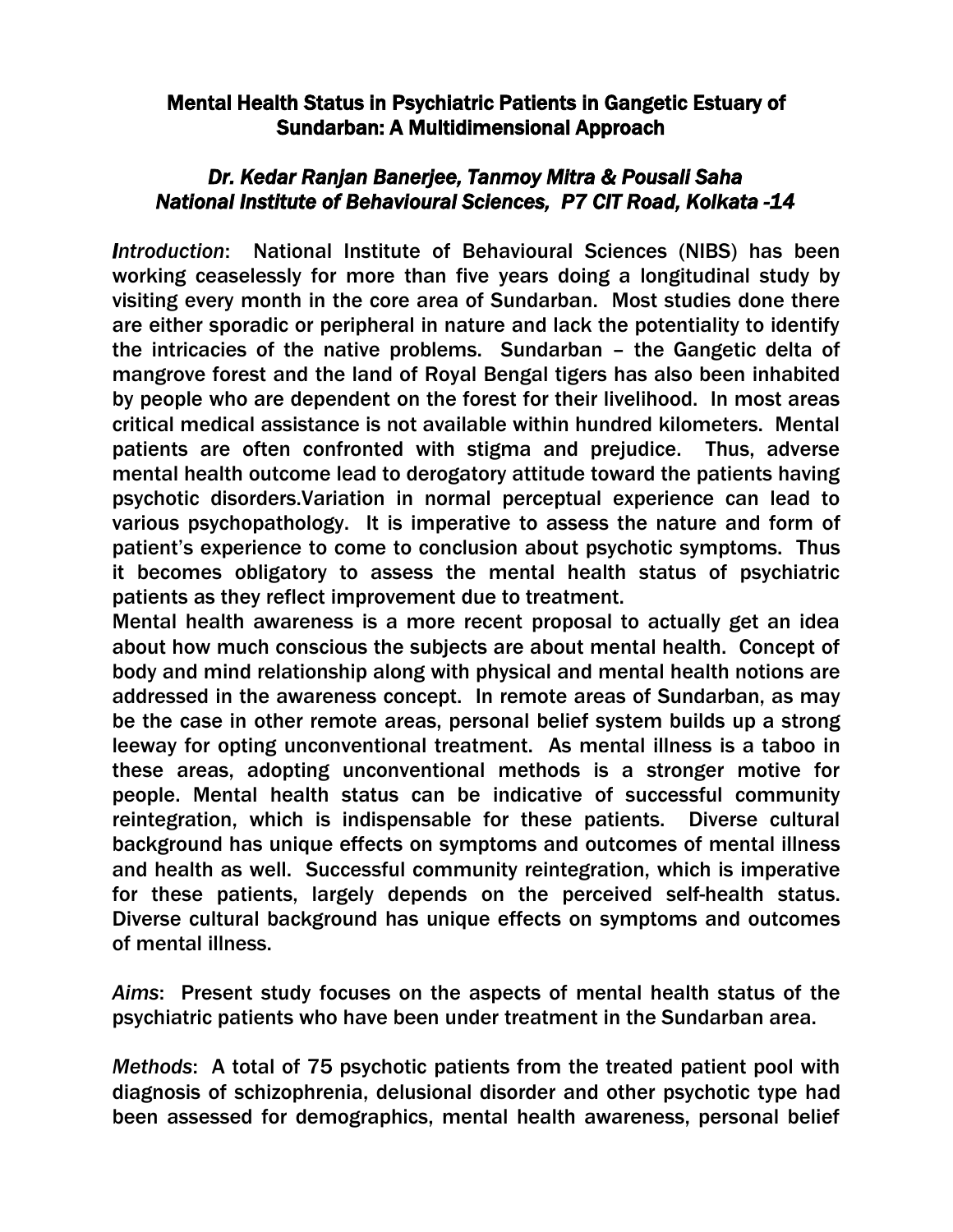# Mental Health Status in Psychiatric Patients in Gangetic Estuary of Sundarban: A Multidimensional Approach

### *Dr. Kedar Ranjan Banerjee, Tanmoy Mitra & Pousali Saha*
### *National Institute of Behavioural Sciences, P7 CIT Road, Kolkata -14*

*Introduction*: National Institute of Behavioural Sciences (NIBS) has been working ceaselessly for more than five years doing a longitudinal study by visiting every month in the core area of Sundarban. Most studies done there are either sporadic or peripheral in nature and lack the potentiality to identify the intricacies of the native problems. Sundarban – the Gangetic delta of mangrove forest and the land of Royal Bengal tigers has also been inhabited by people who are dependent on the forest for their livelihood. In most areas critical medical assistance is not available within hundred kilometers. Mental patients are often confronted with stigma and prejudice. Thus, adverse mental health outcome lead to derogatory attitude toward the patients having psychotic disorders.Variation in normal perceptual experience can lead to various psychopathology. It is imperative to assess the nature and form of patient's experience to come to conclusion about psychotic symptoms. Thus it becomes obligatory to assess the mental health status of psychiatric patients as they reflect improvement due to treatment.

Mental health awareness is a more recent proposal to actually get an idea about how much conscious the subjects are about mental health. Concept of body and mind relationship along with physical and mental health notions are addressed in the awareness concept. In remote areas of Sundarban, as may be the case in other remote areas, personal belief system builds up a strong leeway for opting unconventional treatment. As mental illness is a taboo in these areas, adopting unconventional methods is a stronger motive for people. Mental health status can be indicative of successful community reintegration, which is indispensable for these patients. Diverse cultural background has unique effects on symptoms and outcomes of mental illness and health as well. Successful community reintegration, which is imperative for these patients, largely depends on the perceived self-health status. Diverse cultural background has unique effects on symptoms and outcomes of mental illness.

*Aims*: Present study focuses on the aspects of mental health status of the psychiatric patients who have been under treatment in the Sundarban area.

*Methods*: A total of 75 psychotic patients from the treated patient pool with diagnosis of schizophrenia, delusional disorder and other psychotic type had been assessed for demographics, mental health awareness, personal belief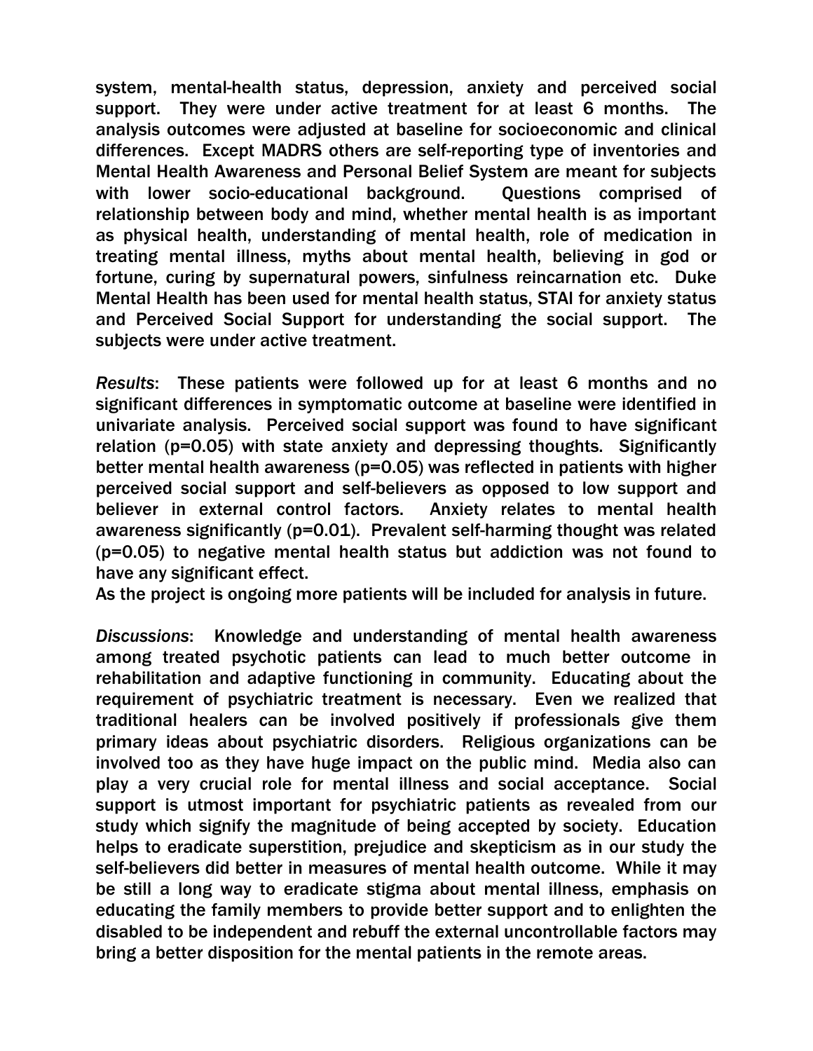system, mental-health status, depression, anxiety and perceived social support. They were under active treatment for at least 6 months. The analysis outcomes were adjusted at baseline for socioeconomic and clinical differences. Except MADRS others are self-reporting type of inventories and Mental Health Awareness and Personal Belief System are meant for subjects with lower socio-educational background. Questions comprised of relationship between body and mind, whether mental health is as important as physical health, understanding of mental health, role of medication in treating mental illness, myths about mental health, believing in god or fortune, curing by supernatural powers, sinfulness reincarnation etc. Duke Mental Health has been used for mental health status, STAI for anxiety status and Perceived Social Support for understanding the social support. The subjects were under active treatment.

*Results*: These patients were followed up for at least 6 months and no significant differences in symptomatic outcome at baseline were identified in univariate analysis. Perceived social support was found to have significant relation ($p=0.05$) with state anxiety and depressing thoughts. Significantly better mental health awareness ($p=0.05$) was reflected in patients with higher perceived social support and self-believers as opposed to low support and believer in external control factors. Anxiety relates to mental health awareness significantly ($p=0.01$). Prevalent self-harming thought was related ($p=0.05$) to negative mental health status but addiction was not found to have any significant effect.

As the project is ongoing more patients will be included for analysis in future.

*Discussions*: Knowledge and understanding of mental health awareness among treated psychotic patients can lead to much better outcome in rehabilitation and adaptive functioning in community. Educating about the requirement of psychiatric treatment is necessary. Even we realized that traditional healers can be involved positively if professionals give them primary ideas about psychiatric disorders. Religious organizations can be involved too as they have huge impact on the public mind. Media also can play a very crucial role for mental illness and social acceptance. Social support is utmost important for psychiatric patients as revealed from our study which signify the magnitude of being accepted by society. Education helps to eradicate superstition, prejudice and skepticism as in our study the self-believers did better in measures of mental health outcome. While it may be still a long way to eradicate stigma about mental illness, emphasis on educating the family members to provide better support and to enlighten the disabled to be independent and rebuff the external uncontrollable factors may bring a better disposition for the mental patients in the remote areas.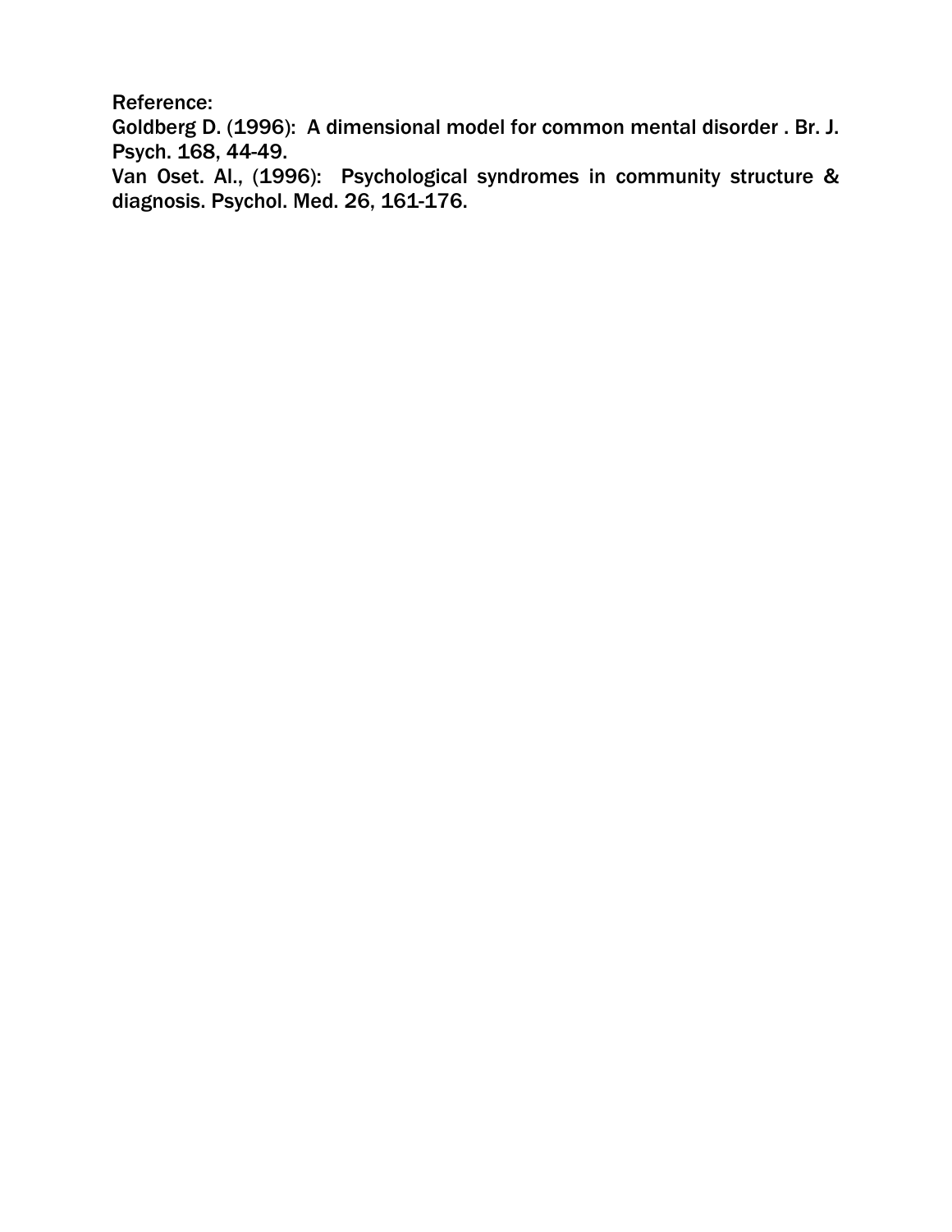Reference:

Goldberg D. (1996): A dimensional model for common mental disorder . Br. J. Psych. 168, 44-49.

Van Oset. Al., (1996): Psychological syndromes in community structure & diagnosis. Psychol. Med. 26, 161-176.